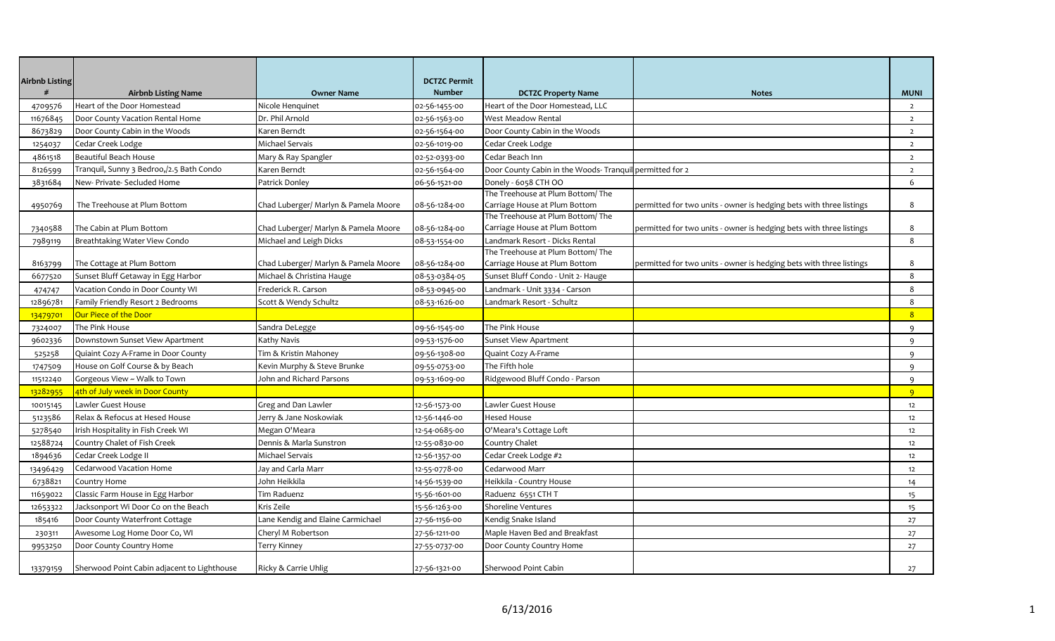| Airbnb Listing # | Airbnb Listing Name | Owner Name | DCTZC Permit Number | DCTZC Property Name | Notes | MUNI |
|---|---|---|---|---|---|---|
| 4709576 | Heart of the Door Homestead | Nicole Henquinet | 02-56-1455-00 | Heart of the Door Homestead, LLC | | 2 |
| 11676845 | Door County Vacation Rental Home | Dr. Phil Arnold | 02-56-1563-00 | West Meadow Rental | | 2 |
| 8673829 | Door County Cabin in the Woods | Karen Berndt | 02-56-1564-00 | Door County Cabin in the Woods | | 2 |
| 1254037 | Cedar Creek Lodge | Michael Servais | 02-56-1019-00 | Cedar Creek Lodge | | 2 |
| 4861518 | Beautiful Beach House | Mary & Ray Spangler | 02-52-0393-00 | Cedar Beach Inn | | 2 |
| 8126599 | Tranquil, Sunny 3 Bedroo,/2.5 Bath Condo | Karen Berndt | 02-56-1564-00 | Door County Cabin in the Woods- Tranquil permitted for 2 | | 2 |
| 3831684 | New- Private- Secluded Home | Patrick Donley | 06-56-1521-00 | Donely - 6058 CTH OO | | 6 |
| 4950769 | The Treehouse at Plum Bottom | Chad Luberger/ Marlyn & Pamela Moore | 08-56-1284-00 | The Treehouse at Plum Bottom/ The Carriage House at Plum Bottom | permitted for two units - owner is hedging bets with three listings | 8 |
| 7340588 | The Cabin at Plum Bottom | Chad Luberger/ Marlyn & Pamela Moore | 08-56-1284-00 | The Treehouse at Plum Bottom/ The Carriage House at Plum Bottom | permitted for two units - owner is hedging bets with three listings | 8 |
| 7989119 | Breathtaking Water View Condo | Michael and Leigh Dicks | 08-53-1554-00 | Landmark Resort - Dicks Rental | | 8 |
| 8163799 | The Cottage at Plum Bottom | Chad Luberger/ Marlyn & Pamela Moore | 08-56-1284-00 | The Treehouse at Plum Bottom/ The Carriage House at Plum Bottom | permitted for two units - owner is hedging bets with three listings | 8 |
| 6677520 | Sunset Bluff Getaway in Egg Harbor | Michael & Christina Hauge | 08-53-0384-05 | Sunset Bluff Condo - Unit 2- Hauge | | 8 |
| 474747 | Vacation Condo in Door County WI | Frederick R. Carson | 08-53-0945-00 | Landmark - Unit 3334 - Carson | | 8 |
| 12896781 | Family Friendly Resort 2 Bedrooms | Scott & Wendy Schultz | 08-53-1626-00 | Landmark Resort - Schultz | | 8 |
| 13479701 | Our Piece of the Door | | | | | 8 |
| 7324007 | The Pink House | Sandra DeLegge | 09-56-1545-00 | The Pink House | | 9 |
| 9602336 | Downtown Sunset View Apartment | Kathy Navis | 09-53-1576-00 | Sunset View Apartment | | 9 |
| 525258 | Quiaint Cozy A-Frame in Door County | Tim & Kristin Mahoney | 09-56-1308-00 | Quaint Cozy A-Frame | | 9 |
| 1747509 | House on Golf Course & by Beach | Kevin Murphy & Steve Brunke | 09-55-0753-00 | The Fifth hole | | 9 |
| 11512240 | Gorgeous View ~ Walk to Town | John and Richard Parsons | 09-53-1609-00 | Ridgewood Bluff Condo - Parson | | 9 |
| 13282955 | 4th of July week in Door County | | | | | 9 |
| 10015145 | Lawler Guest House | Greg and Dan Lawler | 12-56-1573-00 | Lawler Guest House | | 12 |
| 5123586 | Relax & Refocus at Hesed House | Jerry & Jane Noskowiak | 12-56-1446-00 | Hesed House | | 12 |
| 5278540 | Irish Hospitality in Fish Creek WI | Megan O'Meara | 12-54-0685-00 | O'Meara's Cottage Loft | | 12 |
| 12588724 | Country Chalet of Fish Creek | Dennis & Marla Sunstron | 12-55-0830-00 | Country Chalet | | 12 |
| 1894636 | Cedar Creek Lodge II | Michael Servais | 12-56-1357-00 | Cedar Creek Lodge #2 | | 12 |
| 13496429 | Cedarwood Vacation Home | Jay and Carla Marr | 12-55-0778-00 | Cedarwood Marr | | 12 |
| 6738821 | Country Home | John Heikkila | 14-56-1539-00 | Heikkila - Country House | | 14 |
| 11659022 | Classic Farm House in Egg Harbor | Tim Raduenz | 15-56-1601-00 | Raduenz 6551 CTH T | | 15 |
| 12653322 | Jacksonport Wi Door Co on the Beach | Kris Zeile | 15-56-1263-00 | Shoreline Ventures | | 15 |
| 185416 | Door County Waterfront Cottage | Lane Kendig and Elaine Carmichael | 27-56-1156-00 | Kendig Snake Island | | 27 |
| 230311 | Awesome Log Home Door Co, WI | Cheryl M Robertson | 27-56-1211-00 | Maple Haven Bed and Breakfast | | 27 |
| 9953250 | Door County Country Home | Terry Kinney | 27-55-0737-00 | Door County Country Home | | 27 |
| 13379159 | Sherwood Point Cabin adjacent to Lighthouse | Ricky & Carrie Uhlig | 27-56-1321-00 | Sherwood Point Cabin | | 27 |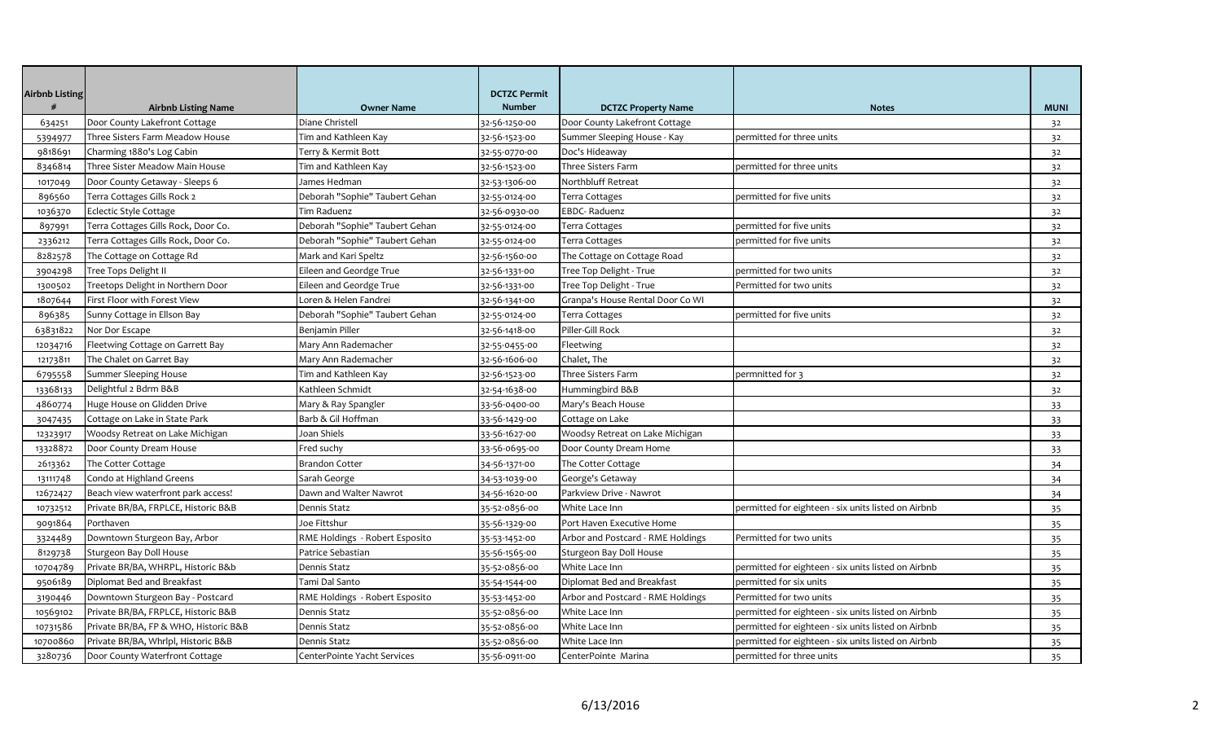| Airbnb Listing # | Airbnb Listing Name | Owner Name | DCTZC Permit Number | DCTZC Property Name | Notes | MUNI |
|---|---|---|---|---|---|---|
| 634251 | Door County Lakefront Cottage | Diane Christell | 32-56-1250-00 | Door County Lakefront Cottage | | 32 |
| 5394977 | Three Sisters Farm Meadow House | Tim and Kathleen Kay | 32-56-1523-00 | Summer Sleeping House - Kay | permitted for three units | 32 |
| 9818691 | Charming 1880's Log Cabin | Terry & Kermit Bott | 32-55-0770-00 | Doc's Hideaway | | 32 |
| 8346814 | Three Sister Meadow Main House | Tim and Kathleen Kay | 32-56-1523-00 | Three Sisters Farm | permitted for three units | 32 |
| 1017049 | Door County Getaway - Sleeps 6 | James Hedman | 32-53-1306-00 | Northbluff Retreat | | 32 |
| 896560 | Terra Cottages Gills Rock 2 | Deborah "Sophie" Taubert Gehan | 32-55-0124-00 | Terra Cottages | permitted for five units | 32 |
| 1036370 | Eclectic Style Cottage | Tim Raduenz | 32-56-0930-00 | EBDC- Raduenz | | 32 |
| 897991 | Terra Cottages Gills Rock, Door Co. | Deborah "Sophie" Taubert Gehan | 32-55-0124-00 | Terra Cottages | permitted for five units | 32 |
| 2336212 | Terra Cottages Gills Rock, Door Co. | Deborah "Sophie" Taubert Gehan | 32-55-0124-00 | Terra Cottages | permitted for five units | 32 |
| 8282578 | The Cottage on Cottage Rd | Mark and Kari Speltz | 32-56-1560-00 | The Cottage on Cottage Road | | 32 |
| 3904298 | Tree Tops Delight II | Eileen and Geordge True | 32-56-1331-00 | Tree Top Delight - True | permitted for two units | 32 |
| 1300502 | Treetops Delight in Northern Door | Eileen and Geordge True | 32-56-1331-00 | Tree Top Delight - True | Permitted for two units | 32 |
| 1807644 | First Floor with Forest View | Loren & Helen Fandrei | 32-56-1341-00 | Granpa's House Rental Door Co WI | | 32 |
| 896385 | Sunny Cottage in Ellson Bay | Deborah "Sophie" Taubert Gehan | 32-55-0124-00 | Terra Cottages | permitted for five units | 32 |
| 63831822 | Nor Dor Escape | Benjamin Piller | 32-56-1418-00 | Piller-Gill Rock | | 32 |
| 12034716 | Fleetwing Cottage on Garrett Bay | Mary Ann Rademacher | 32-55-0455-00 | Fleetwing | | 32 |
| 12173811 | The Chalet on Garret Bay | Mary Ann Rademacher | 32-56-1606-00 | Chalet, The | | 32 |
| 6795558 | Summer Sleeping House | Tim and Kathleen Kay | 32-56-1523-00 | Three Sisters Farm | permnitted for 3 | 32 |
| 13368133 | Delightful 2 Bdrm B&B | Kathleen Schmidt | 32-54-1638-00 | Hummingbird B&B | | 32 |
| 4860774 | Huge House on Glidden Drive | Mary & Ray Spangler | 33-56-0400-00 | Mary's Beach House | | 33 |
| 3047435 | Cottage on Lake in State Park | Barb & Gil Hoffman | 33-56-1429-00 | Cottage on Lake | | 33 |
| 12323917 | Woodsy Retreat on Lake Michigan | Joan Shiels | 33-56-1627-00 | Woodsy Retreat on Lake Michigan | | 33 |
| 13328872 | Door County Dream House | Fred suchy | 33-56-0695-00 | Door County Dream Home | | 33 |
| 2613362 | The Cotter Cottage | Brandon Cotter | 34-56-1371-00 | The Cotter Cottage | | 34 |
| 13111748 | Condo at Highland Greens | Sarah George | 34-53-1039-00 | George's Getaway | | 34 |
| 12672427 | Beach view waterfront park access! | Dawn and Walter Nawrot | 34-56-1620-00 | Parkview Drive - Nawrot | | 34 |
| 10732512 | Private BR/BA, FRPLCE, Historic B&B | Dennis Statz | 35-52-0856-00 | White Lace Inn | permitted for eighteen - six units listed on Airbnb | 35 |
| 9091864 | Porthaven | Joe Fittshur | 35-56-1329-00 | Port Haven Executive Home | | 35 |
| 3324489 | Downtown Sturgeon Bay, Arbor | RME Holdings - Robert Esposito | 35-53-1452-00 | Arbor and Postcard - RME Holdings | Permitted for two units | 35 |
| 8129738 | Sturgeon Bay Doll House | Patrice Sebastian | 35-56-1565-00 | Sturgeon Bay Doll House | | 35 |
| 10704789 | Private BR/BA, WHRPL, Historic B&b | Dennis Statz | 35-52-0856-00 | White Lace Inn | permitted for eighteen - six units listed on Airbnb | 35 |
| 9506189 | Diplomat Bed and Breakfast | Tami Dal Santo | 35-54-1544-00 | Diplomat Bed and Breakfast | permitted for six units | 35 |
| 3190446 | Downtown Sturgeon Bay - Postcard | RME Holdings - Robert Esposito | 35-53-1452-00 | Arbor and Postcard - RME Holdings | Permitted for two units | 35 |
| 10569102 | Private BR/BA, FRPLCE, Historic B&B | Dennis Statz | 35-52-0856-00 | White Lace Inn | permitted for eighteen - six units listed on Airbnb | 35 |
| 10731586 | Private BR/BA, FP & WHO, Historic B&B | Dennis Statz | 35-52-0856-00 | White Lace Inn | permitted for eighteen - six units listed on Airbnb | 35 |
| 10700860 | Private BR/BA, Whrlpl, Historic B&B | Dennis Statz | 35-52-0856-00 | White Lace Inn | permitted for eighteen - six units listed on Airbnb | 35 |
| 3280736 | Door County Waterfront Cottage | CenterPointe Yacht Services | 35-56-0911-00 | CenterPointe Marina | permitted for three units | 35 |

6/13/2016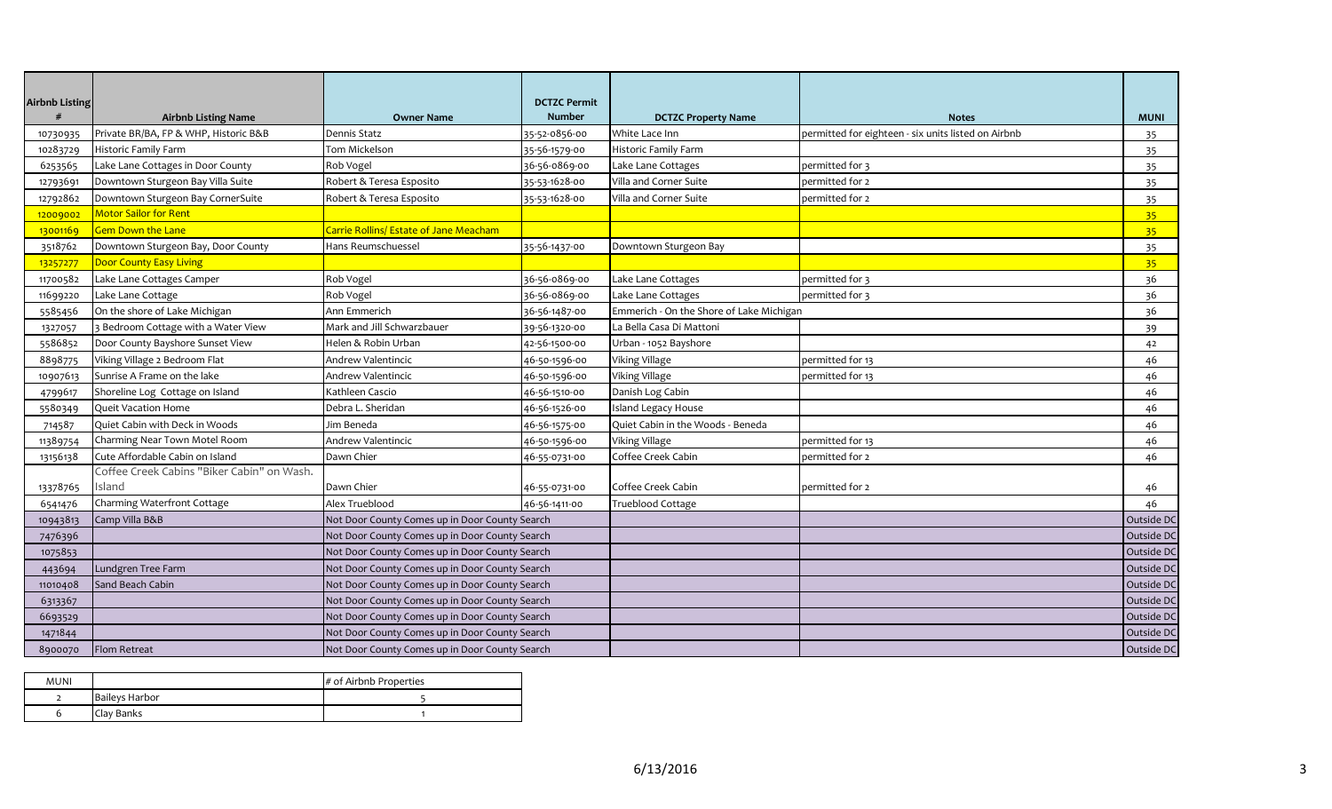| Airbnb Listing # | Airbnb Listing Name | Owner Name | DCTZC Permit Number | DCTZC Property Name | Notes | MUNI |
|---|---|---|---|---|---|---|
| 10730935 | Private BR/BA, FP & WHP, Historic B&B | Dennis Statz | 35-52-0856-00 | White Lace Inn | permitted for eighteen - six units listed on Airbnb | 35 |
| 10283729 | Historic Family Farm | Tom Mickelson | 35-56-1579-00 | Historic Family Farm | | 35 |
| 6253565 | Lake Lane Cottages in Door County | Rob Vogel | 36-56-0869-00 | Lake Lane Cottages | permitted for 3 | 35 |
| 12793691 | Downtown Sturgeon Bay Villa Suite | Robert & Teresa Esposito | 35-53-1628-00 | Villa and Corner Suite | permitted for 2 | 35 |
| 12792862 | Downtown Sturgeon Bay CornerSuite | Robert & Teresa Esposito | 35-53-1628-00 | Villa and Corner Suite | permitted for 2 | 35 |
| 12009002 | Motor Sailor for Rent | | | | | 35 |
| 13001169 | Gem Down the Lane | Carrie Rollins/ Estate of Jane Meacham | | | | 35 |
| 3518762 | Downtown Sturgeon Bay, Door County | Hans Reumschuessel | 35-56-1437-00 | Downtown Sturgeon Bay | | 35 |
| 13257277 | Door County Easy Living | | | | | 35 |
| 11700582 | Lake Lane Cottages Camper | Rob Vogel | 36-56-0869-00 | Lake Lane Cottages | permitted for 3 | 36 |
| 11699220 | Lake Lane Cottage | Rob Vogel | 36-56-0869-00 | Lake Lane Cottages | permitted for 3 | 36 |
| 5585456 | On the shore of Lake Michigan | Ann Emmerich | 36-56-1487-00 | Emmerich - On the Shore of Lake Michigan | | 36 |
| 1327057 | 3 Bedroom Cottage with a Water View | Mark and Jill Schwarzbauer | 39-56-1320-00 | La Bella Casa Di Mattoni | | 39 |
| 5586852 | Door County Bayshore Sunset View | Helen & Robin Urban | 42-56-1500-00 | Urban - 1052 Bayshore | | 42 |
| 8898775 | Viking Village 2 Bedroom Flat | Andrew Valentincic | 46-50-1596-00 | Viking Village | permitted for 13 | 46 |
| 10907613 | Sunrise A Frame on the lake | Andrew Valentincic | 46-50-1596-00 | Viking Village | permitted for 13 | 46 |
| 4799617 | Shoreline Log Cottage on Island | Kathleen Cascio | 46-56-1510-00 | Danish Log Cabin | | 46 |
| 5580349 | Queit Vacation Home | Debra L. Sheridan | 46-56-1526-00 | Island Legacy House | | 46 |
| 714587 | Quiet Cabin with Deck in Woods | Jim Beneda | 46-56-1575-00 | Quiet Cabin in the Woods - Beneda | | 46 |
| 11389754 | Charming Near Town Motel Room | Andrew Valentincic | 46-50-1596-00 | Viking Village | permitted for 13 | 46 |
| 13156138 | Cute Affordable Cabin on Island | Dawn Chier | 46-55-0731-00 | Coffee Creek Cabin | permitted for 2 | 46 |
| 13378765 | Coffee Creek Cabins "Biker Cabin" on Wash. Island | Dawn Chier | 46-55-0731-00 | Coffee Creek Cabin | permitted for 2 | 46 |
| 6541476 | Charming Waterfront Cottage | Alex Trueblood | 46-56-1411-00 | Trueblood Cottage | | 46 |
| 10943813 | Camp Villa B&B | Not Door County Comes up in Door County Search | | | | Outside DC |
| 7476396 | | Not Door County Comes up in Door County Search | | | | Outside DC |
| 1075853 | | Not Door County Comes up in Door County Search | | | | Outside DC |
| 443694 | Lundgren Tree Farm | Not Door County Comes up in Door County Search | | | | Outside DC |
| 11010408 | Sand Beach Cabin | Not Door County Comes up in Door County Search | | | | Outside DC |
| 6313367 | | Not Door County Comes up in Door County Search | | | | Outside DC |
| 6693529 | | Not Door County Comes up in Door County Search | | | | Outside DC |
| 1471844 | | Not Door County Comes up in Door County Search | | | | Outside DC |
| 8900070 | Flom Retreat | Not Door County Comes up in Door County Search | | | | Outside DC |

| MUNI | | # of Airbnb Properties |
|---|---|---|
| 2 | Baileys Harbor | 5 |
| 6 | Clay Banks | 1 |

6/13/2016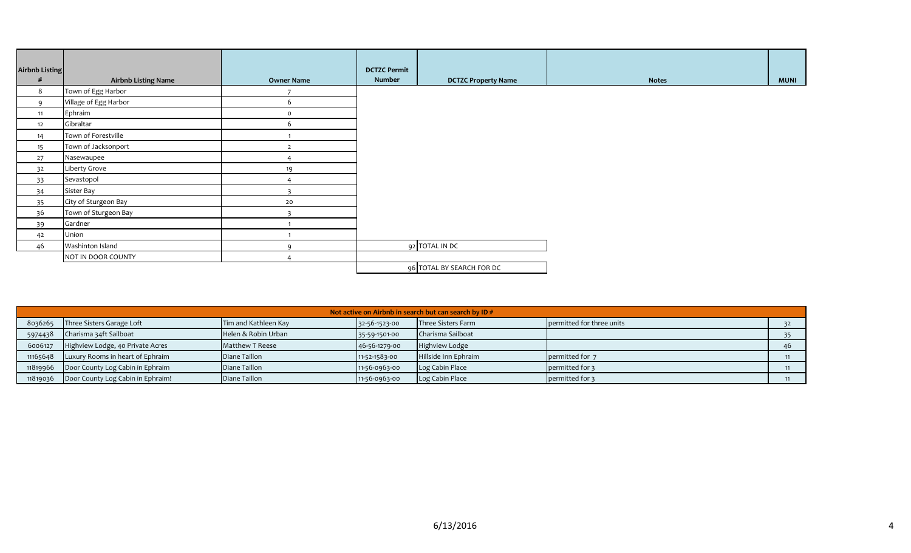| Airbnb Listing # | Airbnb Listing Name | Owner Name | DCTZC Permit Number | DCTZC Property Name | Notes | MUNI |
|---|---|---|---|---|---|---|
| 8 | Town of Egg Harbor | 7 | | | | |
| 9 | Village of Egg Harbor | 6 | | | | |
| 11 | Ephraim | 0 | | | | |
| 12 | Gibraltar | 6 | | | | |
| 14 | Town of Forestville | 1 | | | | |
| 15 | Town of Jacksonport | 2 | | | | |
| 27 | Nasewaupee | 4 | | | | |
| 32 | Liberty Grove | 19 | | | | |
| 33 | Sevastopol | 4 | | | | |
| 34 | Sister Bay | 3 | | | | |
| 35 | City of Sturgeon Bay | 20 | | | | |
| 36 | Town of Sturgeon Bay | 3 | | | | |
| 39 | Gardner | 1 | | | | |
| 42 | Union | 1 | | | | |
| 46 | Washinton Island | 9 | 92 | TOTAL IN DC | | |
| | NOT IN DOOR COUNTY | 4 | | | | |
| | | | 96 | TOTAL BY SEARCH FOR DC | | |

| Not active on Airbnb in search but can search by ID # | | | | | | |
|---|---|---|---|---|---|---|
| 8036265 | Three Sisters Garage Loft | Tim and Kathleen Kay | 32-56-1523-00 | Three Sisters Farm | permitted for three units | 32 |
| 5974438 | Charisma 34ft Sailboat | Helen & Robin Urban | 35-59-1501-00 | Charisma Sailboat | | 35 |
| 6006127 | Highview Lodge, 40 Private Acres | Matthew T Reese | 46-56-1279-00 | Highview Lodge | | 46 |
| 11165648 | Luxury Rooms in heart of Ephraim | Diane Taillon | 11-52-1583-00 | Hillside Inn Ephraim | permitted for 7 | 11 |
| 11819966 | Door County Log Cabin in Ephraim | Diane Taillon | 11-56-0963-00 | Log Cabin Place | permitted for 3 | 11 |
| 11819036 | Door County Log Cabin in Ephraim! | Diane Taillon | 11-56-0963-00 | Log Cabin Place | permitted for 3 | 11 |

6/13/2016